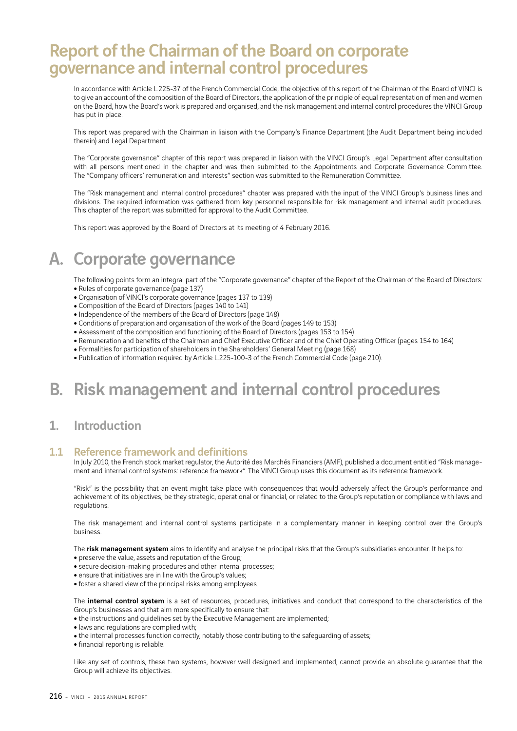# Report of the Chairman of the Board on corporate governance and internal control procedures

In accordance with Article L.225-37 of the French Commercial Code, the objective of this report of the Chairman of the Board of VINCI is to give an account of the composition of the Board of Directors, the application of the principle of equal representation of men and women on the Board, how the Board's work is prepared and organised, and the risk management and internal control procedures the VINCI Group has put in place.

This report was prepared with the Chairman in liaison with the Company's Finance Department (the Audit Department being included therein) and Legal Department.

The "Corporate governance" chapter of this report was prepared in liaison with the VINCI Group's Legal Department after consultation with all persons mentioned in the chapter and was then submitted to the Appointments and Corporate Governance Committee. The "Company officers' remuneration and interests" section was submitted to the Remuneration Committee.

The "Risk management and internal control procedures" chapter was prepared with the input of the VINCI Group's business lines and divisions. The required information was gathered from key personnel responsible for risk management and internal audit procedures. This chapter of the report was submitted for approval to the Audit Committee.

This report was approved by the Board of Directors at its meeting of 4 February 2016.

# A. Corporate governance

The following points form an integral part of the "Corporate governance" chapter of the Report of the Chairman of the Board of Directors:

- Rules of corporate governance (page 137)
- Organisation of VINCI's corporate governance (pages 137 to 139)
- Composition of the Board of Directors (pages 140 to 141)
- Independence of the members of the Board of Directors (page 148)
- Conditions of preparation and organisation of the work of the Board (pages 149 to 153)
- Assessment of the composition and functioning of the Board of Directors (pages 153 to 154)
- Remuneration and benefits of the Chairman and Chief Executive Officer and of the Chief Operating Officer (pages 154 to 164)
- Formalities for participation of shareholders in the Shareholders' General Meeting (page 168)
- Publication of information required by Article L.225-100-3 of the French Commercial Code (page 210).

# B. Risk management and internal control procedures

## 1. Introduction

### 1.1 Reference framework and definitions

In July 2010, the French stock market regulator, the Autorité des Marchés Financiers (AMF), published a document entitled "Risk management and internal control systems: reference framework". The VINCI Group uses this document as its reference framework.

"Risk" is the possibility that an event might take place with consequences that would adversely affect the Group's performance and achievement of its objectives, be they strategic, operational or financial, or related to the Group's reputation or compliance with laws and regulations.

The risk management and internal control systems participate in a complementary manner in keeping control over the Group's business.

The **risk management system** aims to identify and analyse the principal risks that the Group's subsidiaries encounter. It helps to:

- preserve the value, assets and reputation of the Group;
- secure decision-making procedures and other internal processes;
- ensure that initiatives are in line with the Group's values;
- foster a shared view of the principal risks among employees.

The **internal control system** is a set of resources, procedures, initiatives and conduct that correspond to the characteristics of the Group's businesses and that aim more specifically to ensure that:

- the instructions and guidelines set by the Executive Management are implemented;
- laws and regulations are complied with;
- the internal processes function correctly, notably those contributing to the safeguarding of assets;
- financial reporting is reliable.

Like any set of controls, these two systems, however well designed and implemented, cannot provide an absolute guarantee that the Group will achieve its objectives.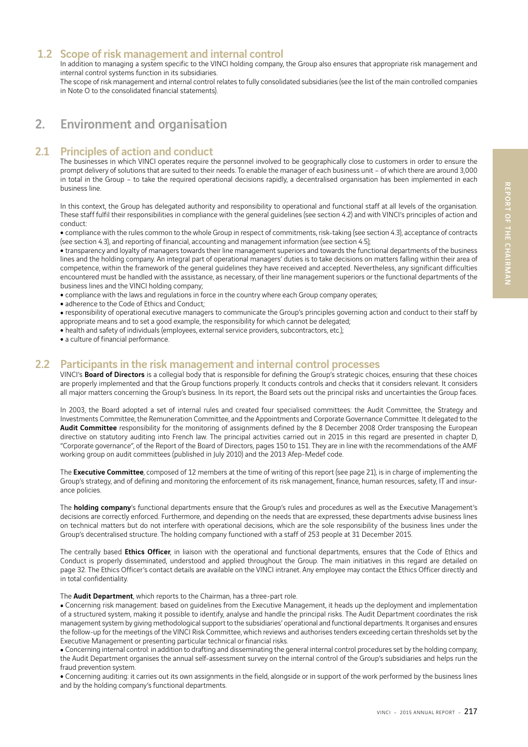## 1.2 Scope of risk management and internal control

In addition to managing a system specific to the VINCI holding company, the Group also ensures that appropriate risk management and internal control systems function in its subsidiaries.

The scope of risk management and internal control relates to fully consolidated subsidiaries (see the list of the main controlled companies in Note O to the consolidated financial statements).

# 2. Environment and organisation

## 2.1 Principles of action and conduct

The businesses in which VINCI operates require the personnel involved to be geographically close to customers in order to ensure the prompt delivery of solutions that are suited to their needs. To enable the manager of each business unit – of which there are around 3,000 in total in the Group – to take the required operational decisions rapidly, a decentralised organisation has been implemented in each business line.

In this context, the Group has delegated authority and responsibility to operational and functional staff at all levels of the organisation. These staff fulfil their responsibilities in compliance with the general guidelines (see section 4.2) and with VINCI's principles of action and conduct:

- compliance with the rules common to the whole Group in respect of commitments, risk-taking (see section 4.3), acceptance of contracts (see section 4.3), and reporting of financial, accounting and management information (see section 4.5);
- transparency and loyalty of managers towards their line management superiors and towards the functional departments of the business lines and the holding company. An integral part of operational managers' duties is to take decisions on matters falling within their area of competence, within the framework of the general guidelines they have received and accepted. Nevertheless, any significant difficulties encountered must be handled with the assistance, as necessary, of their line management superiors or the functional departments of the business lines and the VINCI holding company;
- compliance with the laws and regulations in force in the country where each Group company operates;
- adherence to the Code of Ethics and Conduct;
- responsibility of operational executive managers to communicate the Group's principles governing action and conduct to their staff by appropriate means and to set a good example, the responsibility for which cannot be delegated;
- health and safety of individuals (employees, external service providers, subcontractors, etc.);
- a culture of financial performance.

## 2.2 Participants in the risk management and internal control processes

VINCI's **Board of Directors** is a collegial body that is responsible for defining the Group's strategic choices, ensuring that these choices are properly implemented and that the Group functions properly. It conducts controls and checks that it considers relevant. It considers all major matters concerning the Group's business. In its report, the Board sets out the principal risks and uncertainties the Group faces.

In 2003, the Board adopted a set of internal rules and created four specialised committees: the Audit Committee, the Strategy and Investments Committee, the Remuneration Committee, and the Appointments and Corporate Governance Committee. It delegated to the **Audit Committee** responsibility for the monitoring of assignments defined by the 8 December 2008 Order transposing the European directive on statutory auditing into French law. The principal activities carried out in 2015 in this regard are presented in chapter D, "Corporate governance", of the Report of the Board of Directors, pages 150 to 151. They are in line with the recommendations of the AMF working group on audit committees (published in July 2010) and the 2013 Afep-Medef code.

The **Executive Committee**, composed of 12 members at the time of writing of this report (see page 21), is in charge of implementing the Group's strategy, and of defining and monitoring the enforcement of its risk management, finance, human resources, safety, IT and insurance policies.

The **holding company**'s functional departments ensure that the Group's rules and procedures as well as the Executive Management's decisions are correctly enforced. Furthermore, and depending on the needs that are expressed, these departments advise business lines on technical matters but do not interfere with operational decisions, which are the sole responsibility of the business lines under the Group's decentralised structure. The holding company functioned with a staff of 253 people at 31 December 2015.

The centrally based **Ethics Officer**, in liaison with the operational and functional departments, ensures that the Code of Ethics and Conduct is properly disseminated, understood and applied throughout the Group. The main initiatives in this regard are detailed on page 32. The Ethics Officer's contact details are available on the VINCI intranet. Any employee may contact the Ethics Officer directly and in total confidentiality.

The **Audit Department**, which reports to the Chairman, has a three-part role.

- Concerning risk management: based on guidelines from the Executive Management, it heads up the deployment and implementation of a structured system, making it possible to identify, analyse and handle the principal risks. The Audit Department coordinates the risk management system by giving methodological support to the subsidiaries' operational and functional departments. It organises and ensures the follow-up for the meetings of the VINCI Risk Committee, which reviews and authorises tenders exceeding certain thresholds set by the Executive Management or presenting particular technical or financial risks.
- Concerning internal control: in addition to drafting and disseminating the general internal control procedures set by the holding company, the Audit Department organises the annual self-assessment survey on the internal control of the Group's subsidiaries and helps run the fraud prevention system.
- Concerning auditing: it carries out its own assignments in the field, alongside or in support of the work performed by the business lines and by the holding company's functional departments.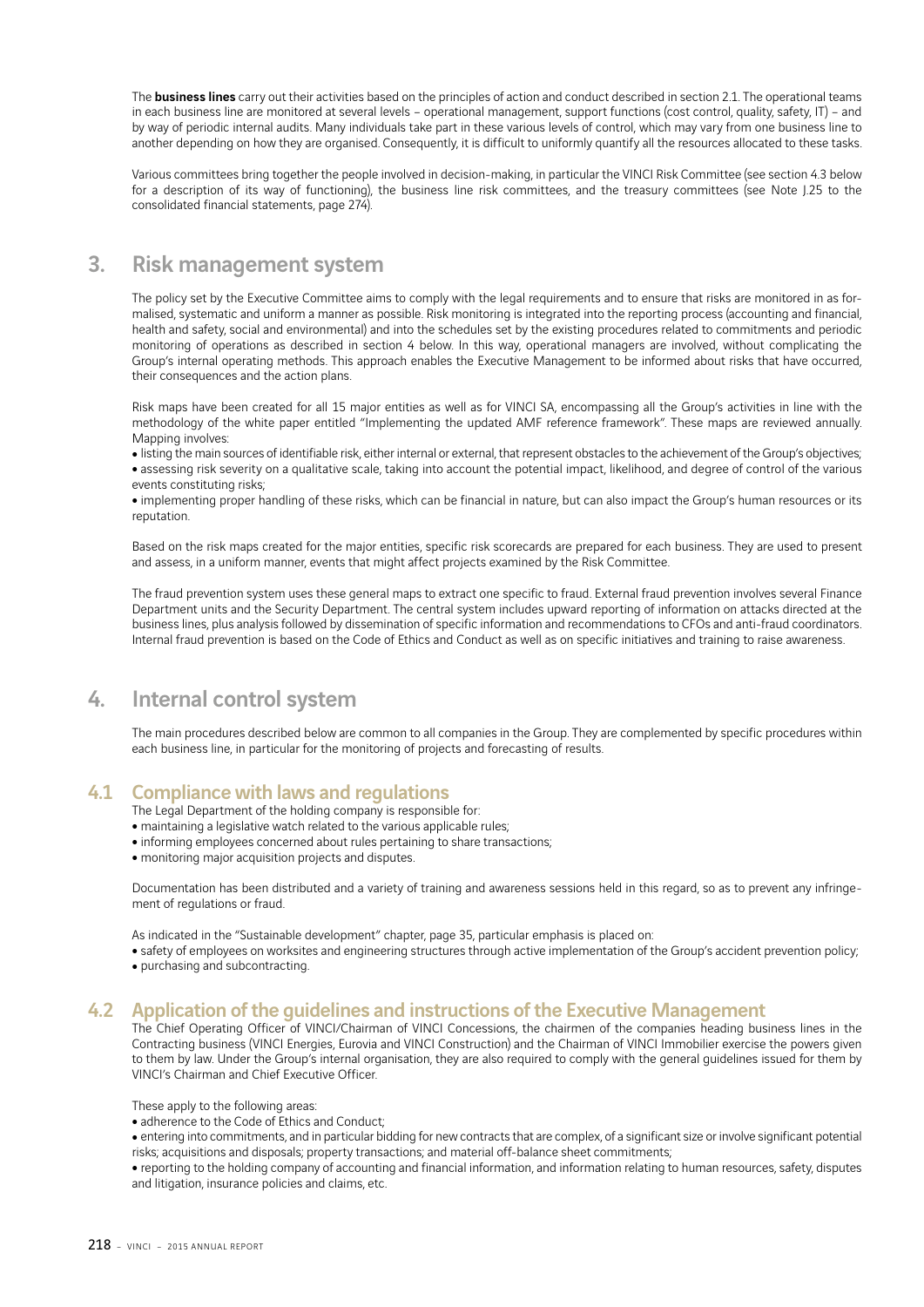The **business lines** carry out their activities based on the principles of action and conduct described in section 2.1. The operational teams in each business line are monitored at several levels – operational management, support functions (cost control, quality, safety, IT) – and by way of periodic internal audits. Many individuals take part in these various levels of control, which may vary from one business line to another depending on how they are organised. Consequently, it is difficult to uniformly quantify all the resources allocated to these tasks.

Various committees bring together the people involved in decision-making, in particular the VINCI Risk Committee (see section 4.3 below for a description of its way of functioning), the business line risk committees, and the treasury committees (see Note J.25 to the consolidated financial statements, page 274).

## 3. Risk management system

The policy set by the Executive Committee aims to comply with the legal requirements and to ensure that risks are monitored in as formalised, systematic and uniform a manner as possible. Risk monitoring is integrated into the reporting process (accounting and financial, health and safety, social and environmental) and into the schedules set by the existing procedures related to commitments and periodic monitoring of operations as described in section 4 below. In this way, operational managers are involved, without complicating the Group's internal operating methods. This approach enables the Executive Management to be informed about risks that have occurred, their consequences and the action plans.

Risk maps have been created for all 15 major entities as well as for VINCI SA, encompassing all the Group's activities in line with the methodology of the white paper entitled "Implementing the updated AMF reference framework". These maps are reviewed annually. Mapping involves:

- listing the main sources of identifiable risk, either internal or external, that represent obstacles to the achievement of the Group's objectives;
- assessing risk severity on a qualitative scale, taking into account the potential impact, likelihood, and degree of control of the various events constituting risks;
- implementing proper handling of these risks, which can be financial in nature, but can also impact the Group's human resources or its reputation.

Based on the risk maps created for the major entities, specific risk scorecards are prepared for each business. They are used to present and assess, in a uniform manner, events that might affect projects examined by the Risk Committee.

The fraud prevention system uses these general maps to extract one specific to fraud. External fraud prevention involves several Finance Department units and the Security Department. The central system includes upward reporting of information on attacks directed at the business lines, plus analysis followed by dissemination of specific information and recommendations to CFOs and anti-fraud coordinators. Internal fraud prevention is based on the Code of Ethics and Conduct as well as on specific initiatives and training to raise awareness.

## 4. Internal control system

The main procedures described below are common to all companies in the Group. They are complemented by specific procedures within each business line, in particular for the monitoring of projects and forecasting of results.

### 4.1 Compliance with laws and regulations

The Legal Department of the holding company is responsible for:

- maintaining a legislative watch related to the various applicable rules;
- informing employees concerned about rules pertaining to share transactions;
- monitoring major acquisition projects and disputes.

Documentation has been distributed and a variety of training and awareness sessions held in this regard, so as to prevent any infringement of regulations or fraud.

As indicated in the "Sustainable development" chapter, page 35, particular emphasis is placed on:

- safety of employees on worksites and engineering structures through active implementation of the Group's accident prevention policy;
- purchasing and subcontracting.

### 4.2 Application of the guidelines and instructions of the Executive Management

The Chief Operating Officer of VINCI/Chairman of VINCI Concessions, the chairmen of the companies heading business lines in the Contracting business (VINCI Energies, Eurovia and VINCI Construction) and the Chairman of VINCI Immobilier exercise the powers given to them by law. Under the Group's internal organisation, they are also required to comply with the general guidelines issued for them by VINCI's Chairman and Chief Executive Officer.

These apply to the following areas:

- adherence to the Code of Ethics and Conduct;
- entering into commitments, and in particular bidding for new contracts that are complex, of a significant size or involve significant potential risks; acquisitions and disposals; property transactions; and material off-balance sheet commitments;
- reporting to the holding company of accounting and financial information, and information relating to human resources, safety, disputes and litigation, insurance policies and claims, etc.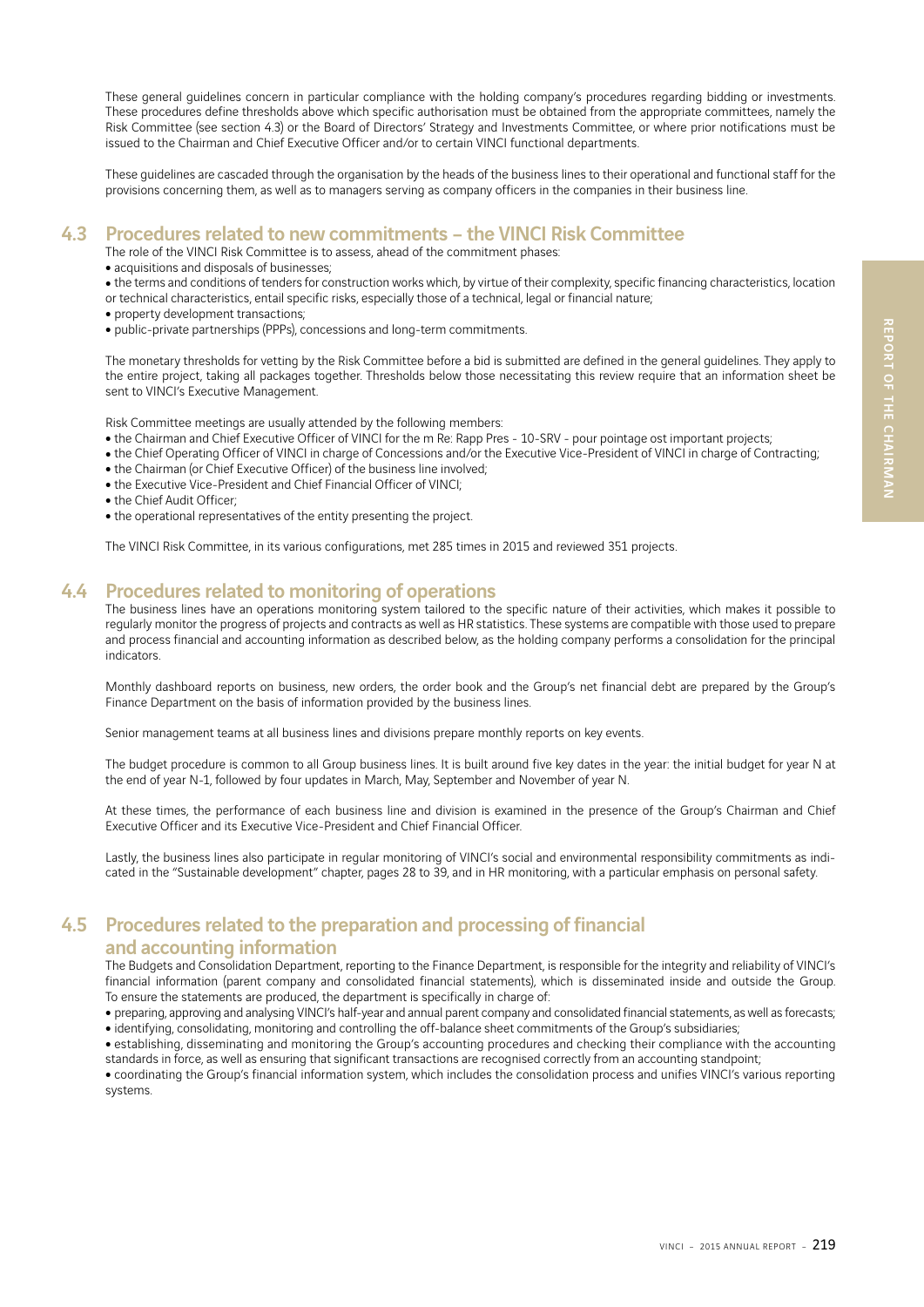These general guidelines concern in particular compliance with the holding company's procedures regarding bidding or investments. These procedures define thresholds above which specific authorisation must be obtained from the appropriate committees, namely the Risk Committee (see section 4.3) or the Board of Directors' Strategy and Investments Committee, or where prior notifications must be issued to the Chairman and Chief Executive Officer and/or to certain VINCI functional departments.

These guidelines are cascaded through the organisation by the heads of the business lines to their operational and functional staff for the provisions concerning them, as well as to managers serving as company officers in the companies in their business line.

## 4.3 Procedures related to new commitments – the VINCI Risk Committee

The role of the VINCI Risk Committee is to assess, ahead of the commitment phases:

- acquisitions and disposals of businesses;
- the terms and conditions of tenders for construction works which, by virtue of their complexity, specific financing characteristics, location or technical characteristics, entail specific risks, especially those of a technical, legal or financial nature;
- property development transactions;
- public-private partnerships (PPPs), concessions and long-term commitments.

The monetary thresholds for vetting by the Risk Committee before a bid is submitted are defined in the general guidelines. They apply to the entire project, taking all packages together. Thresholds below those necessitating this review require that an information sheet be sent to VINCI's Executive Management.

Risk Committee meetings are usually attended by the following members:

- the Chairman and Chief Executive Officer of VINCI for the m Re: Rapp Pres - 10-SRV - pour pointage ost important projects;
- the Chief Operating Officer of VINCI in charge of Concessions and/or the Executive Vice-President of VINCI in charge of Contracting;
- the Chairman (or Chief Executive Officer) of the business line involved;
- the Executive Vice-President and Chief Financial Officer of VINCI;
- the Chief Audit Officer;
- the operational representatives of the entity presenting the project.

The VINCI Risk Committee, in its various configurations, met 285 times in 2015 and reviewed 351 projects.

## 4.4 Procedures related to monitoring of operations

The business lines have an operations monitoring system tailored to the specific nature of their activities, which makes it possible to regularly monitor the progress of projects and contracts as well as HR statistics. These systems are compatible with those used to prepare and process financial and accounting information as described below, as the holding company performs a consolidation for the principal indicators.

Monthly dashboard reports on business, new orders, the order book and the Group's net financial debt are prepared by the Group's Finance Department on the basis of information provided by the business lines.

Senior management teams at all business lines and divisions prepare monthly reports on key events.

The budget procedure is common to all Group business lines. It is built around five key dates in the year: the initial budget for year N at the end of year N-1, followed by four updates in March, May, September and November of year N.

At these times, the performance of each business line and division is examined in the presence of the Group's Chairman and Chief Executive Officer and its Executive Vice-President and Chief Financial Officer.

Lastly, the business lines also participate in regular monitoring of VINCI's social and environmental responsibility commitments as indicated in the "Sustainable development" chapter, pages 28 to 39, and in HR monitoring, with a particular emphasis on personal safety.

## 4.5 Procedures related to the preparation and processing of financial and accounting information

The Budgets and Consolidation Department, reporting to the Finance Department, is responsible for the integrity and reliability of VINCI's financial information (parent company and consolidated financial statements), which is disseminated inside and outside the Group. To ensure the statements are produced, the department is specifically in charge of:

- preparing, approving and analysing VINCI's half-year and annual parent company and consolidated financial statements, as well as forecasts;
- identifying, consolidating, monitoring and controlling the off-balance sheet commitments of the Group's subsidiaries;
- establishing, disseminating and monitoring the Group's accounting procedures and checking their compliance with the accounting standards in force, as well as ensuring that significant transactions are recognised correctly from an accounting standpoint;
- coordinating the Group's financial information system, which includes the consolidation process and unifies VINCI's various reporting systems.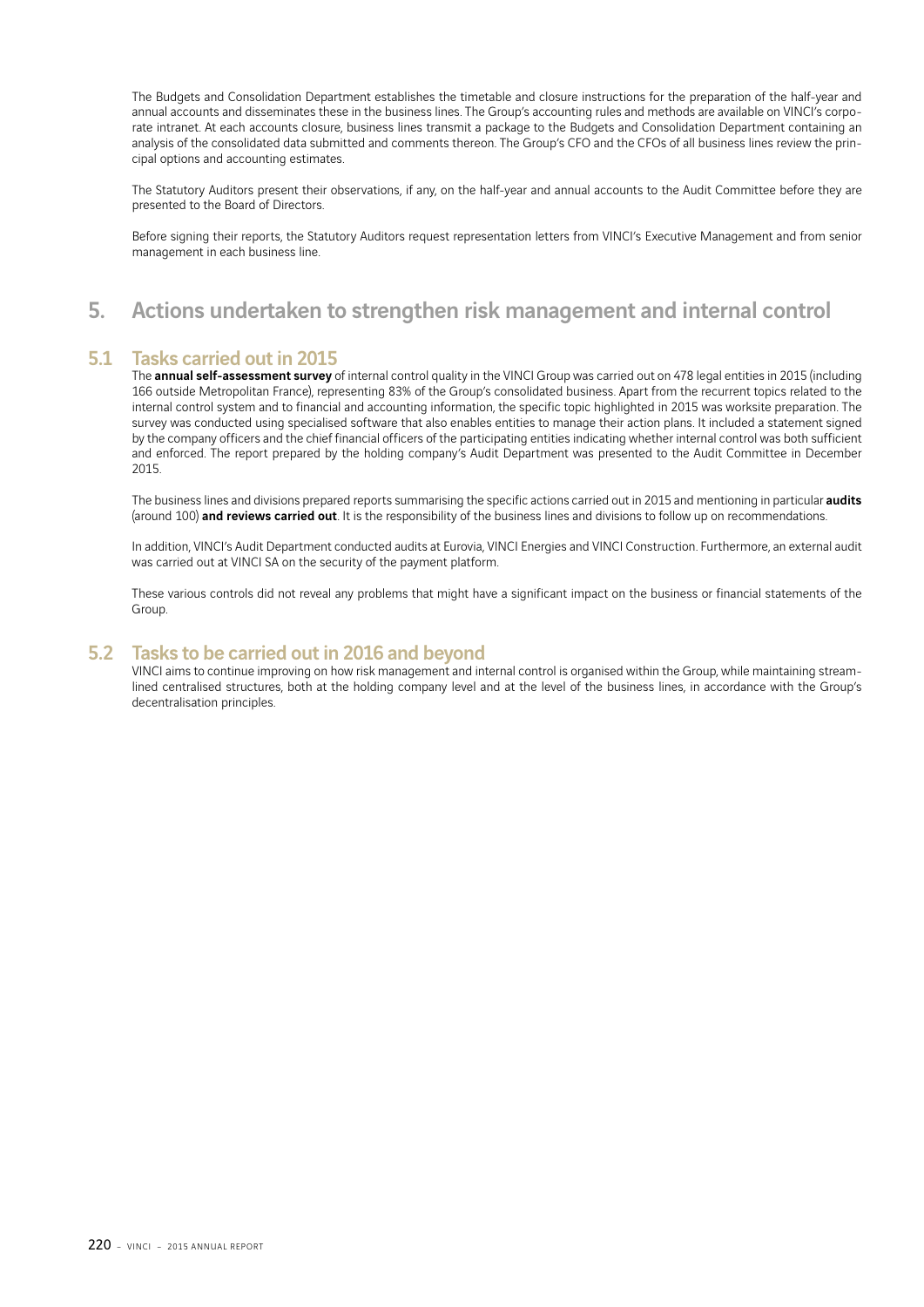The Budgets and Consolidation Department establishes the timetable and closure instructions for the preparation of the half-year and annual accounts and disseminates these in the business lines. The Group's accounting rules and methods are available on VINCI's corporate intranet. At each accounts closure, business lines transmit a package to the Budgets and Consolidation Department containing an analysis of the consolidated data submitted and comments thereon. The Group's CFO and the CFOs of all business lines review the principal options and accounting estimates.

The Statutory Auditors present their observations, if any, on the half-year and annual accounts to the Audit Committee before they are presented to the Board of Directors.

Before signing their reports, the Statutory Auditors request representation letters from VINCI's Executive Management and from senior management in each business line.

## 5. Actions undertaken to strengthen risk management and internal control

### 5.1 Tasks carried out in 2015

The **annual self-assessment survey** of internal control quality in the VINCI Group was carried out on 478 legal entities in 2015 (including 166 outside Metropolitan France), representing 83% of the Group's consolidated business. Apart from the recurrent topics related to the internal control system and to financial and accounting information, the specific topic highlighted in 2015 was worksite preparation. The survey was conducted using specialised software that also enables entities to manage their action plans. It included a statement signed by the company officers and the chief financial officers of the participating entities indicating whether internal control was both sufficient and enforced. The report prepared by the holding company's Audit Department was presented to the Audit Committee in December 2015.

The business lines and divisions prepared reports summarising the specific actions carried out in 2015 and mentioning in particular **audits** (around 100) **and reviews carried out**. It is the responsibility of the business lines and divisions to follow up on recommendations.

In addition, VINCI's Audit Department conducted audits at Eurovia, VINCI Energies and VINCI Construction. Furthermore, an external audit was carried out at VINCI SA on the security of the payment platform.

These various controls did not reveal any problems that might have a significant impact on the business or financial statements of the Group.

### 5.2 Tasks to be carried out in 2016 and beyond

VINCI aims to continue improving on how risk management and internal control is organised within the Group, while maintaining streamlined centralised structures, both at the holding company level and at the level of the business lines, in accordance with the Group's decentralisation principles.